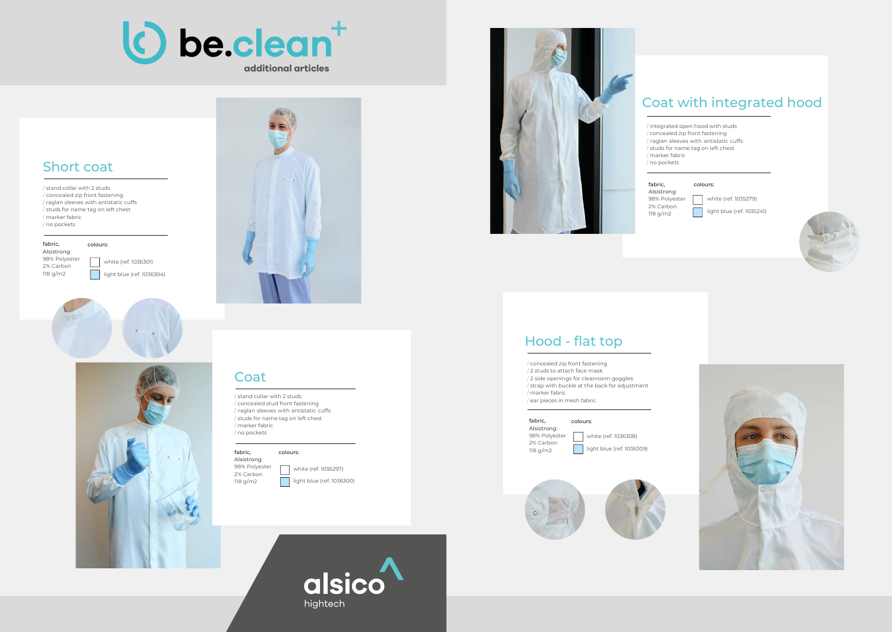# be.clean+

additional articles

## Short coat

- / stand collar with 2 studs
- / concealed zip front fastening
- / raglan sleeves with antistatic cuffs
- / studs for name tag on left chest
- / marker fabric
- / no pockets

| fabric, | colours: |
|---|---|
| Alsistrong: 98% Polyester 2% Carbon 118 g/m2 | white (ref. 1036301) |
| | light blue (ref. 1036304) |

## Coat

- / stand collar with 2 studs
- / concealed stud front fastening
- / raglan sleeves with antistatic cuffs
- / studs for name tag on left chest
- / marker fabric
- / no pockets

| fabric, | colours: |
|---|---|
| Alsistrong: 98% Polyester 2% Carbon 118 g/m2 | white (ref. 1036297) |
| | light blue (ref. 1036300) |

## Coat with integrated hood

- / integrated open hood with studs
- / concealed zip front fastening
- / raglan sleeves with antistatic cuffs
- / studs for name tag on left chest
- / marker fabric
- / no pockets

| fabric, | colours: |
|---|---|
| Alsistrong: 98% Polyester 2% Carbon 118 g/m2 | white (ref. 1035279) |
| | light blue (ref. 1035241) |

## Hood - flat top

- / concealed zip front fastening
- / 2 studs to attach face mask
- / 2 side openings for cleanroom goggles
- / strap with buckle at the back for adjustment
- / marker fabric
- / ear pieces in mesh fabric

| fabric, | colours: |
|---|---|
| Alsistrong: 98% Polyester 2% Carbon 118 g/m2 | white (ref. 1036308) |
| | light blue (ref. 1036309) |

alsico hightech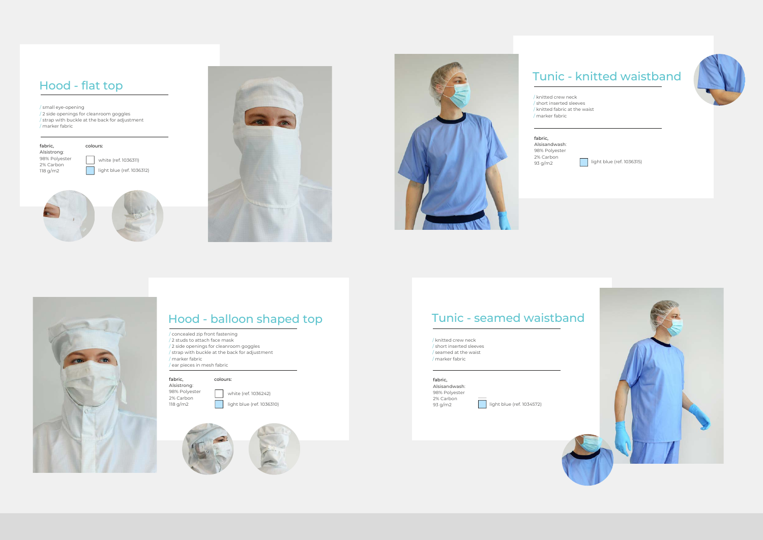## Hood - flat top

/ small eye-opening
/ 2 side openings for cleanroom goggles
/ strap with buckle at the back for adjustment
/ marker fabric

**fabric,**
Alsistrong:
98% Polyester
2% Carbon
118 g/m2

**colours:**
white (ref. 1036311)
light blue (ref. 1036312)

## Tunic - knitted waistband

/ knitted crew neck
/ short inserted sleeves
/ knitted fabric at the waist
/ marker fabric

**fabric,**
Alsisandwash:
98% Polyester
2% Carbon
93 g/m2

light blue (ref. 1036315)

## Hood - balloon shaped top

/ concealed zip front fastening
/ 2 studs to attach face mask
/ 2 side openings for cleanroom goggles
/ strap with buckle at the back for adjustment
/ marker fabric
/ ear pieces in mesh fabric

**fabric,**
Alsistrong:
98% Polyester
2% Carbon
118 g/m2

**colours:**
white (ref. 1036242)
light blue (ref. 1036310)

## Tunic - seamed waistband

/ knitted crew neck
/ short inserted sleeves
/ seamed at the waist
/ marker fabric

**fabric,**
Alsisandwash:
98% Polyester
2% Carbon
93 g/m2

light blue (ref. 1034572)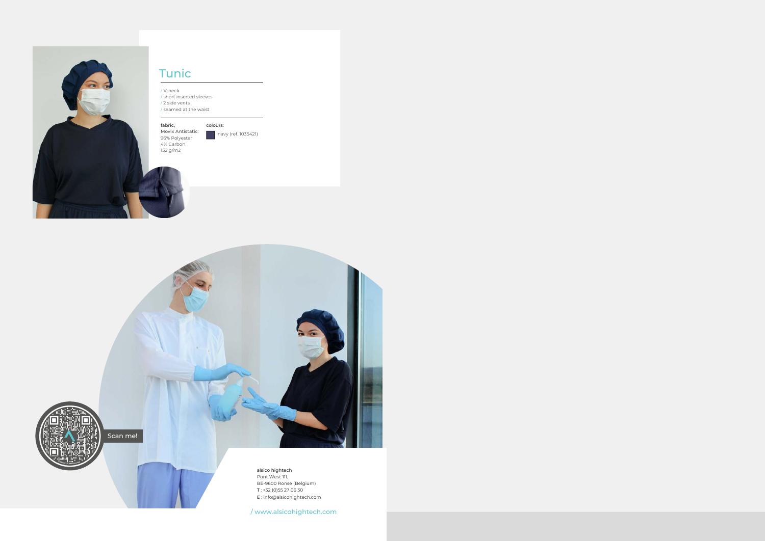# Tunic

/ V-neck
/ short inserted sleeves
/ 2 side vents
/ seamed at the waist

**fabric,**
Movix Antistatic:
96% Polyester
4% Carbon
152 g/m2

**colours:**
navy (ref. 1035421)

Scan me!

**alsico hightech**
Pont West 111,
BE-9600 Ronse (Belgium)
**T** : +32 (0)55 27 06 30
**E** : info@alsicohightech.com

/ www.alsicohightech.com